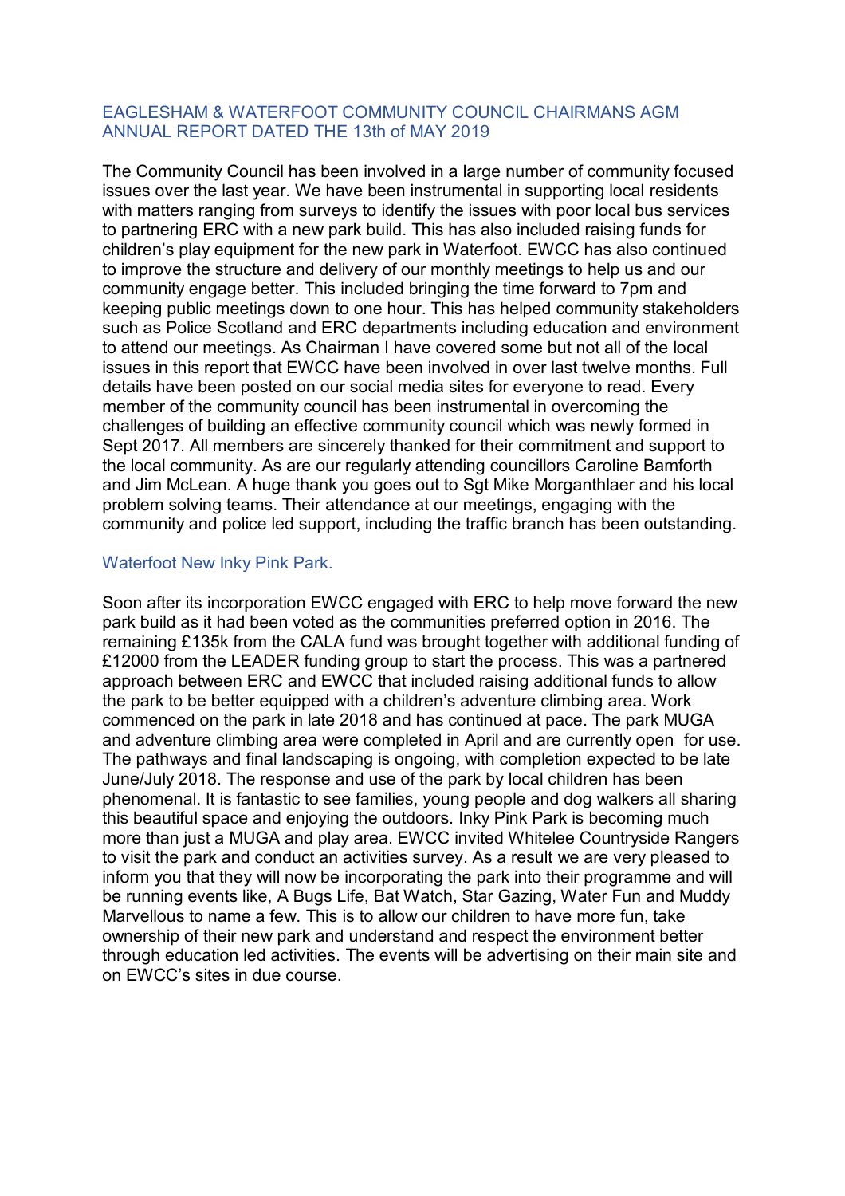# EAGLESHAM & WATERFOOT COMMUNITY COUNCIL CHAIRMANS AGM ANNUAL REPORT DATED THE 13th of MAY 2019

The Community Council has been involved in a large number of community focused issues over the last year. We have been instrumental in supporting local residents with matters ranging from surveys to identify the issues with poor local bus services to partnering ERC with a new park build. This has also included raising funds for children's play equipment for the new park in Waterfoot. EWCC has also continued to improve the structure and delivery of our monthly meetings to help us and our community engage better. This included bringing the time forward to 7pm and keeping public meetings down to one hour. This has helped community stakeholders such as Police Scotland and ERC departments including education and environment to attend our meetings. As Chairman I have covered some but not all of the local issues in this report that EWCC have been involved in over last twelve months. Full details have been posted on our social media sites for everyone to read. Every member of the community council has been instrumental in overcoming the challenges of building an effective community council which was newly formed in Sept 2017. All members are sincerely thanked for their commitment and support to the local community. As are our regularly attending councillors Caroline Bamforth and Jim McLean. A huge thank you goes out to Sgt Mike Morganthlaer and his local problem solving teams. Their attendance at our meetings, engaging with the community and police led support, including the traffic branch has been outstanding.

## Waterfoot New Inky Pink Park.

Soon after its incorporation EWCC engaged with ERC to help move forward the new park build as it had been voted as the communities preferred option in 2016. The remaining £135k from the CALA fund was brought together with additional funding of £12000 from the LEADER funding group to start the process. This was a partnered approach between ERC and EWCC that included raising additional funds to allow the park to be better equipped with a children's adventure climbing area. Work commenced on the park in late 2018 and has continued at pace. The park MUGA and adventure climbing area were completed in April and are currently open for use. The pathways and final landscaping is ongoing, with completion expected to be late June/July 2018. The response and use of the park by local children has been phenomenal. It is fantastic to see families, young people and dog walkers all sharing this beautiful space and enjoying the outdoors. Inky Pink Park is becoming much more than just a MUGA and play area. EWCC invited Whitelee Countryside Rangers to visit the park and conduct an activities survey. As a result we are very pleased to inform you that they will now be incorporating the park into their programme and will be running events like, A Bugs Life, Bat Watch, Star Gazing, Water Fun and Muddy Marvellous to name a few. This is to allow our children to have more fun, take ownership of their new park and understand and respect the environment better through education led activities. The events will be advertising on their main site and on EWCC's sites in due course.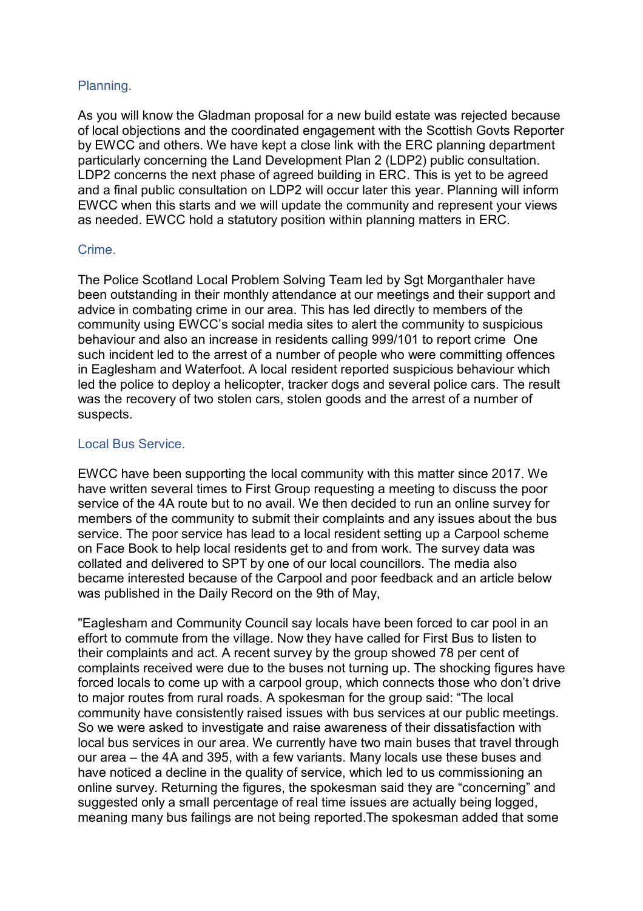## Planning.

As you will know the Gladman proposal for a new build estate was rejected because of local objections and the coordinated engagement with the Scottish Govts Reporter by EWCC and others. We have kept a close link with the ERC planning department particularly concerning the Land Development Plan 2 (LDP2) public consultation. LDP2 concerns the next phase of agreed building in ERC. This is yet to be agreed and a final public consultation on LDP2 will occur later this year. Planning will inform EWCC when this starts and we will update the community and represent your views as needed. EWCC hold a statutory position within planning matters in ERC.

## Crime.

The Police Scotland Local Problem Solving Team led by Sgt Morganthaler have been outstanding in their monthly attendance at our meetings and their support and advice in combating crime in our area. This has led directly to members of the community using EWCC's social media sites to alert the community to suspicious behaviour and also an increase in residents calling 999/101 to report crime One such incident led to the arrest of a number of people who were committing offences in Eaglesham and Waterfoot. A local resident reported suspicious behaviour which led the police to deploy a helicopter, tracker dogs and several police cars. The result was the recovery of two stolen cars, stolen goods and the arrest of a number of suspects.

## Local Bus Service.

EWCC have been supporting the local community with this matter since 2017. We have written several times to First Group requesting a meeting to discuss the poor service of the 4A route but to no avail. We then decided to run an online survey for members of the community to submit their complaints and any issues about the bus service. The poor service has lead to a local resident setting up a Carpool scheme on Face Book to help local residents get to and from work. The survey data was collated and delivered to SPT by one of our local councillors. The media also became interested because of the Carpool and poor feedback and an article below was published in the Daily Record on the 9th of May,

"Eaglesham and Community Council say locals have been forced to car pool in an effort to commute from the village. Now they have called for First Bus to listen to their complaints and act. A recent survey by the group showed 78 per cent of complaints received were due to the buses not turning up. The shocking figures have forced locals to come up with a carpool group, which connects those who don't drive to major routes from rural roads. A spokesman for the group said: "The local community have consistently raised issues with bus services at our public meetings. So we were asked to investigate and raise awareness of their dissatisfaction with local bus services in our area. We currently have two main buses that travel through our area – the 4A and 395, with a few variants. Many locals use these buses and have noticed a decline in the quality of service, which led to us commissioning an online survey. Returning the figures, the spokesman said they are "concerning" and suggested only a small percentage of real time issues are actually being logged, meaning many bus failings are not being reported.The spokesman added that some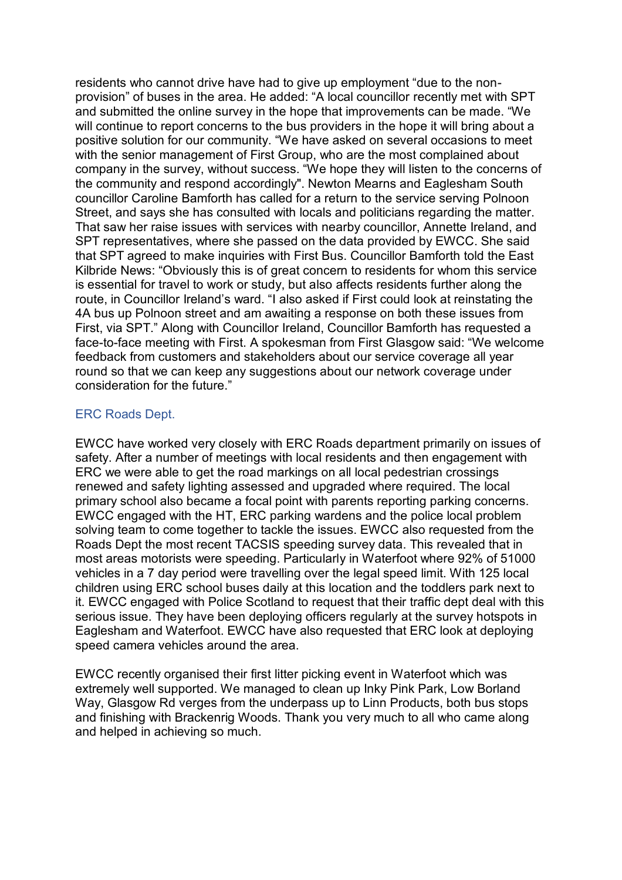residents who cannot drive have had to give up employment "due to the non-provision" of buses in the area. He added: "A local councillor recently met with SPT and submitted the online survey in the hope that improvements can be made. "We will continue to report concerns to the bus providers in the hope it will bring about a positive solution for our community. "We have asked on several occasions to meet with the senior management of First Group, who are the most complained about company in the survey, without success. "We hope they will listen to the concerns of the community and respond accordingly". Newton Mearns and Eaglesham South councillor Caroline Bamforth has called for a return to the service serving Polnoon Street, and says she has consulted with locals and politicians regarding the matter. That saw her raise issues with services with nearby councillor, Annette Ireland, and SPT representatives, where she passed on the data provided by EWCC. She said that SPT agreed to make inquiries with First Bus. Councillor Bamforth told the East Kilbride News: "Obviously this is of great concern to residents for whom this service is essential for travel to work or study, but also affects residents further along the route, in Councillor Ireland's ward. "I also asked if First could look at reinstating the 4A bus up Polnoon street and am awaiting a response on both these issues from First, via SPT." Along with Councillor Ireland, Councillor Bamforth has requested a face-to-face meeting with First. A spokesman from First Glasgow said: "We welcome feedback from customers and stakeholders about our service coverage all year round so that we can keep any suggestions about our network coverage under consideration for the future."

## ERC Roads Dept.

EWCC have worked very closely with ERC Roads department primarily on issues of safety. After a number of meetings with local residents and then engagement with ERC we were able to get the road markings on all local pedestrian crossings renewed and safety lighting assessed and upgraded where required. The local primary school also became a focal point with parents reporting parking concerns. EWCC engaged with the HT, ERC parking wardens and the police local problem solving team to come together to tackle the issues. EWCC also requested from the Roads Dept the most recent TACSIS speeding survey data. This revealed that in most areas motorists were speeding. Particularly in Waterfoot where 92% of 51000 vehicles in a 7 day period were travelling over the legal speed limit. With 125 local children using ERC school buses daily at this location and the toddlers park next to it. EWCC engaged with Police Scotland to request that their traffic dept deal with this serious issue. They have been deploying officers regularly at the survey hotspots in Eaglesham and Waterfoot. EWCC have also requested that ERC look at deploying speed camera vehicles around the area.

EWCC recently organised their first litter picking event in Waterfoot which was extremely well supported. We managed to clean up Inky Pink Park, Low Borland Way, Glasgow Rd verges from the underpass up to Linn Products, both bus stops and finishing with Brackenrig Woods. Thank you very much to all who came along and helped in achieving so much.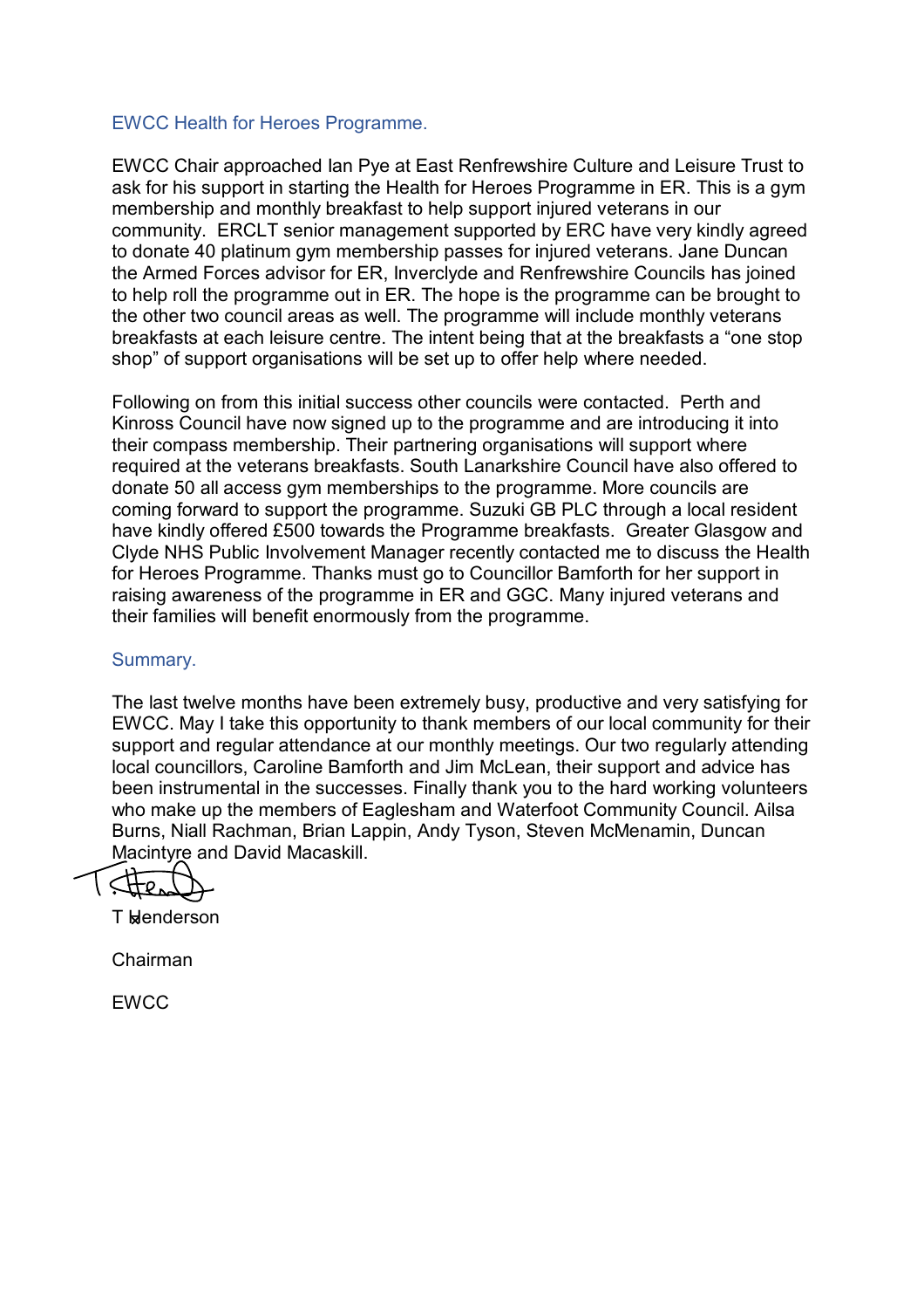## EWCC Health for Heroes Programme.

EWCC Chair approached Ian Pye at East Renfrewshire Culture and Leisure Trust to ask for his support in starting the Health for Heroes Programme in ER. This is a gym membership and monthly breakfast to help support injured veterans in our community. ERCLT senior management supported by ERC have very kindly agreed to donate 40 platinum gym membership passes for injured veterans. Jane Duncan the Armed Forces advisor for ER, Inverclyde and Renfrewshire Councils has joined to help roll the programme out in ER. The hope is the programme can be brought to the other two council areas as well. The programme will include monthly veterans breakfasts at each leisure centre. The intent being that at the breakfasts a "one stop shop" of support organisations will be set up to offer help where needed.

Following on from this initial success other councils were contacted. Perth and Kinross Council have now signed up to the programme and are introducing it into their compass membership. Their partnering organisations will support where required at the veterans breakfasts. South Lanarkshire Council have also offered to donate 50 all access gym memberships to the programme. More councils are coming forward to support the programme. Suzuki GB PLC through a local resident have kindly offered £500 towards the Programme breakfasts. Greater Glasgow and Clyde NHS Public Involvement Manager recently contacted me to discuss the Health for Heroes Programme. Thanks must go to Councillor Bamforth for her support in raising awareness of the programme in ER and GGC. Many injured veterans and their families will benefit enormously from the programme.

## Summary.

The last twelve months have been extremely busy, productive and very satisfying for EWCC. May I take this opportunity to thank members of our local community for their support and regular attendance at our monthly meetings. Our two regularly attending local councillors, Caroline Bamforth and Jim McLean, their support and advice has been instrumental in the successes. Finally thank you to the hard working volunteers who make up the members of Eaglesham and Waterfoot Community Council. Ailsa Burns, Niall Rachman, Brian Lappin, Andy Tyson, Steven McMenamin, Duncan Macintyre and David Macaskill.

T Henderson

Chairman

EWCC